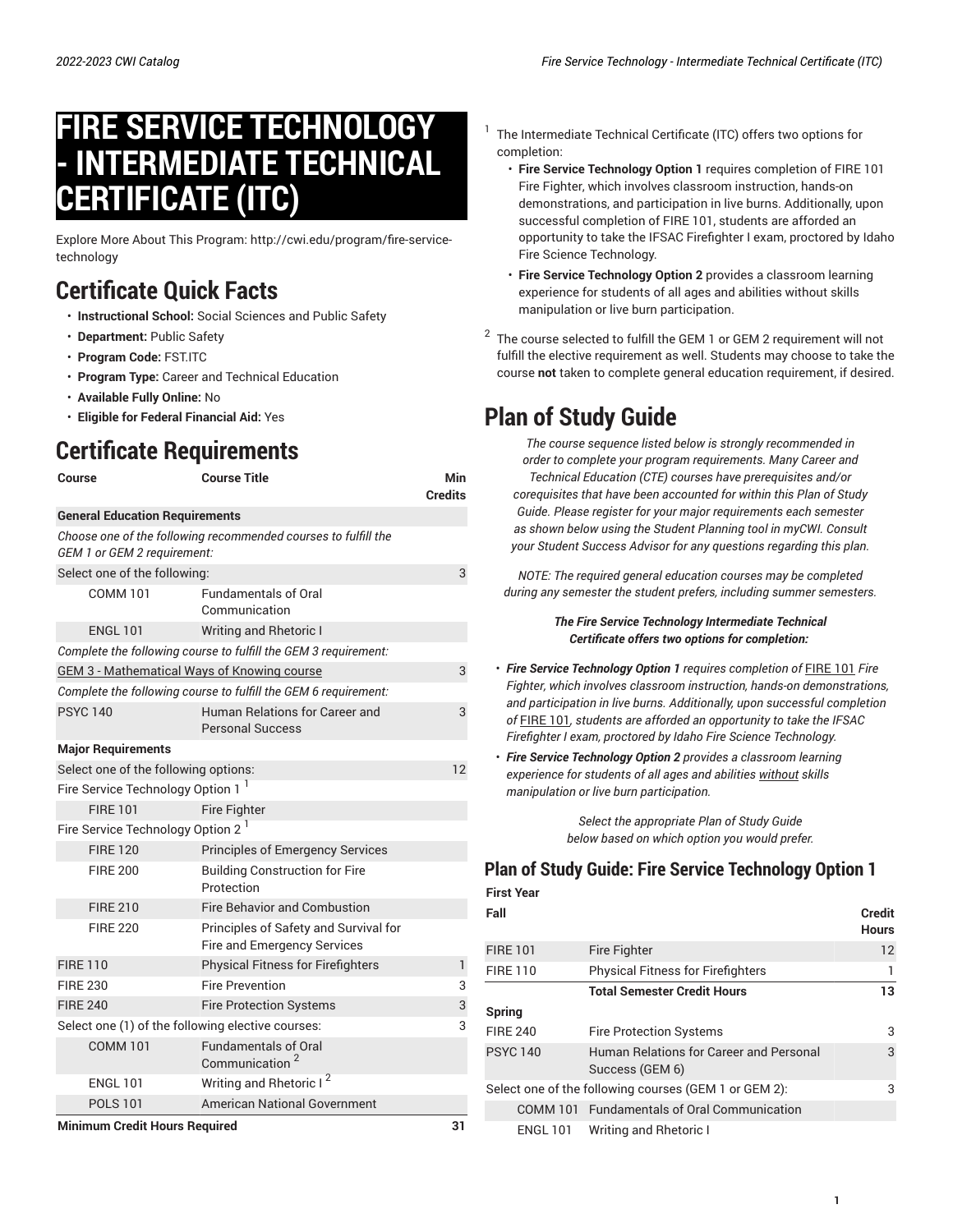／

# FIRE SERVICE TECHNOLOGY - INTERMEDIATE TECHNICAL CERTIFICATE (ITC)

Explore More About This Program: http://cwi.edu/program/fire-service-technology

## Certificate Quick Facts

- **Instructional School:** Social Sciences and Public Safety
- **Department:** Public Safety
- **Program Code:** FST.ITC
- **Program Type:** Career and Technical Education
- **Available Fully Online:** No
- **Eligible for Federal Financial Aid:** Yes

## Certificate Requirements

| Course | Course Title | Min Credits |
|---|---|---|
| **General Education Requirements** | | |
| *Choose one of the following recommended courses to fulfill the GEM 1 or GEM 2 requirement:* | | |
| Select one of the following: | | 3 |
| COMM 101 | Fundamentals of Oral Communication | |
| ENGL 101 | Writing and Rhetoric I | |
| *Complete the following course to fulfill the GEM 3 requirement:* | | |
| GEM 3 - Mathematical Ways of Knowing course | | 3 |
| *Complete the following course to fulfill the GEM 6 requirement:* | | |
| PSYC 140 | Human Relations for Career and Personal Success | 3 |
| **Major Requirements** | | |
| Select one of the following options: | | 12 |
| Fire Service Technology Option 1 [1] | | |
| FIRE 101 | Fire Fighter | |
| Fire Service Technology Option 2 [1] | | |
| FIRE 120 | Principles of Emergency Services | |
| FIRE 200 | Building Construction for Fire Protection | |
| FIRE 210 | Fire Behavior and Combustion | |
| FIRE 220 | Principles of Safety and Survival for Fire and Emergency Services | |
| FIRE 110 | Physical Fitness for Firefighters | 1 |
| FIRE 230 | Fire Prevention | 3 |
| FIRE 240 | Fire Protection Systems | 3 |
| Select one (1) of the following elective courses: | | 3 |
| COMM 101 | Fundamentals of Oral Communication [2] | |
| ENGL 101 | Writing and Rhetoric I [2] | |
| POLS 101 | American National Government | |
| **Minimum Credit Hours Required** | | **31** |

[1] The Intermediate Technical Certificate (ITC) offers two options for completion:

- **Fire Service Technology Option 1** requires completion of FIRE 101 Fire Fighter, which involves classroom instruction, hands-on demonstrations, and participation in live burns. Additionally, upon successful completion of FIRE 101, students are afforded an opportunity to take the IFSAC Firefighter I exam, proctored by Idaho Fire Science Technology.
- **Fire Service Technology Option 2** provides a classroom learning experience for students of all ages and abilities without skills manipulation or live burn participation.

[2] The course selected to fulfill the GEM 1 or GEM 2 requirement will not fulfill the elective requirement as well. Students may choose to take the course **not** taken to complete general education requirement, if desired.

## Plan of Study Guide

*The course sequence listed below is strongly recommended in order to complete your program requirements. Many Career and Technical Education (CTE) courses have prerequisites and/or corequisites that have been accounted for within this Plan of Study Guide. Please register for your major requirements each semester as shown below using the Student Planning tool in myCWI. Consult your Student Success Advisor for any questions regarding this plan.*

*NOTE: The required general education courses may be completed during any semester the student prefers, including summer semesters.*

***The Fire Service Technology Intermediate Technical Certificate offers two options for completion:***

- ***Fire Service Technology Option 1*** *requires completion of FIRE 101 Fire Fighter, which involves classroom instruction, hands-on demonstrations, and participation in live burns. Additionally, upon successful completion of FIRE 101, students are afforded an opportunity to take the IFSAC Firefighter I exam, proctored by Idaho Fire Science Technology.*
- ***Fire Service Technology Option 2*** *provides a classroom learning experience for students of all ages and abilities without skills manipulation or live burn participation.*

*Select the appropriate Plan of Study Guide below based on which option you would prefer.*

### Plan of Study Guide: Fire Service Technology Option 1

| First Year | | |
|---|---|---|
| **Fall** | | **Credit Hours** |
| FIRE 101 | Fire Fighter | 12 |
| FIRE 110 | Physical Fitness for Firefighters | 1 |
| | **Total Semester Credit Hours** | **13** |
| **Spring** | | |
| FIRE 240 | Fire Protection Systems | 3 |
| PSYC 140 | Human Relations for Career and Personal Success (GEM 6) | 3 |
| Select one of the following courses (GEM 1 or GEM 2): | | 3 |
| COMM 101 | Fundamentals of Oral Communication | |
| ENGL 101 | Writing and Rhetoric I | |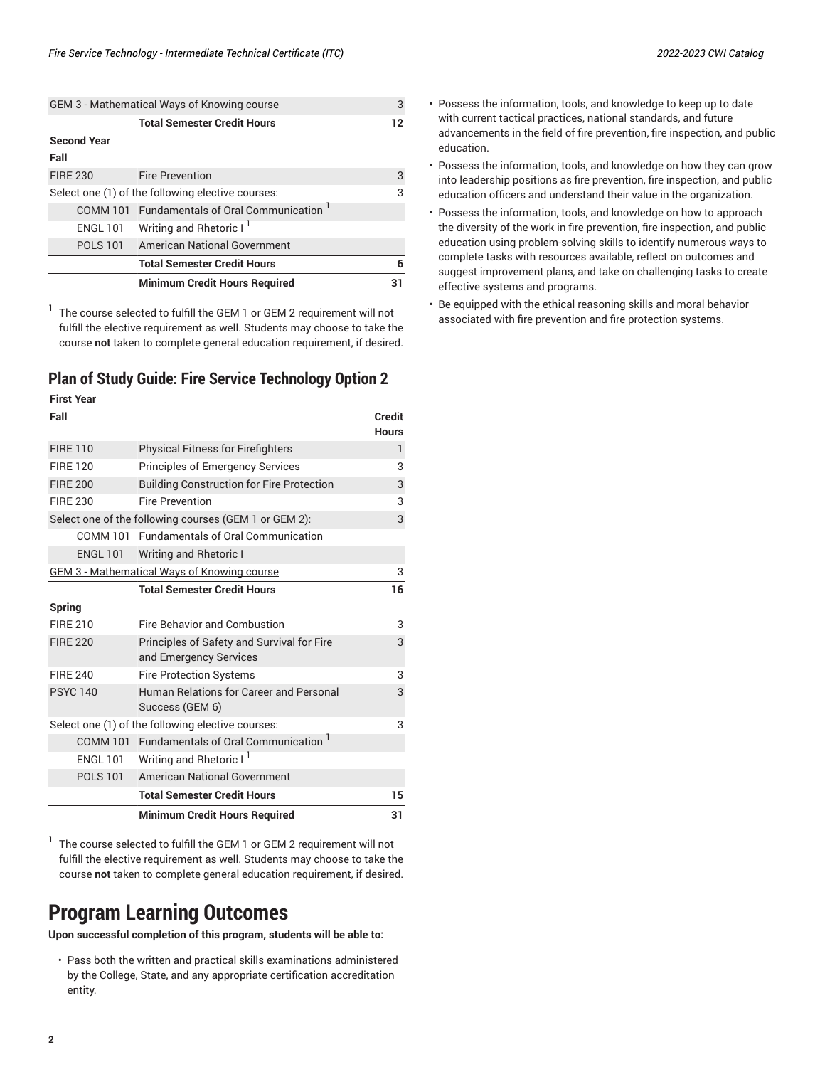| | | |
|---|---|---|
| GEM 3 - Mathematical Ways of Knowing course | | 3 |
| | **Total Semester Credit Hours** | **12** |
| **Second Year** | | |
| **Fall** | | |
| FIRE 230 | Fire Prevention | 3 |
| Select one (1) of the following elective courses: | | 3 |
| COMM 101 | Fundamentals of Oral Communication [1] | |
| ENGL 101 | Writing and Rhetoric I [1] | |
| POLS 101 | American National Government | |
| | **Total Semester Credit Hours** | **6** |
| | **Minimum Credit Hours Required** | **31** |

[1] The course selected to fulfill the GEM 1 or GEM 2 requirement will not fulfill the elective requirement as well. Students may choose to take the course **not** taken to complete general education requirement, if desired.

## Plan of Study Guide: Fire Service Technology Option 2

| | | |
|---|---|---|
| **First Year** | | |
| **Fall** | | **Credit Hours** |
| FIRE 110 | Physical Fitness for Firefighters | 1 |
| FIRE 120 | Principles of Emergency Services | 3 |
| FIRE 200 | Building Construction for Fire Protection | 3 |
| FIRE 230 | Fire Prevention | 3 |
| Select one of the following courses (GEM 1 or GEM 2): | | 3 |
| COMM 101 | Fundamentals of Oral Communication | |
| ENGL 101 | Writing and Rhetoric I | |
| GEM 3 - Mathematical Ways of Knowing course | | 3 |
| | **Total Semester Credit Hours** | **16** |
| **Spring** | | |
| FIRE 210 | Fire Behavior and Combustion | 3 |
| FIRE 220 | Principles of Safety and Survival for Fire and Emergency Services | 3 |
| FIRE 240 | Fire Protection Systems | 3 |
| PSYC 140 | Human Relations for Career and Personal Success (GEM 6) | 3 |
| Select one (1) of the following elective courses: | | 3 |
| COMM 101 | Fundamentals of Oral Communication [1] | |
| ENGL 101 | Writing and Rhetoric I [1] | |
| POLS 101 | American National Government | |
| | **Total Semester Credit Hours** | **15** |
| | **Minimum Credit Hours Required** | **31** |

[1] The course selected to fulfill the GEM 1 or GEM 2 requirement will not fulfill the elective requirement as well. Students may choose to take the course **not** taken to complete general education requirement, if desired.

# Program Learning Outcomes

**Upon successful completion of this program, students will be able to:**

- Pass both the written and practical skills examinations administered by the College, State, and any appropriate certification accreditation entity.
- Possess the information, tools, and knowledge to keep up to date with current tactical practices, national standards, and future advancements in the field of fire prevention, fire inspection, and public education.
- Possess the information, tools, and knowledge on how they can grow into leadership positions as fire prevention, fire inspection, and public education officers and understand their value in the organization.
- Possess the information, tools, and knowledge on how to approach the diversity of the work in fire prevention, fire inspection, and public education using problem-solving skills to identify numerous ways to complete tasks with resources available, reflect on outcomes and suggest improvement plans, and take on challenging tasks to create effective systems and programs.
- Be equipped with the ethical reasoning skills and moral behavior associated with fire prevention and fire protection systems.